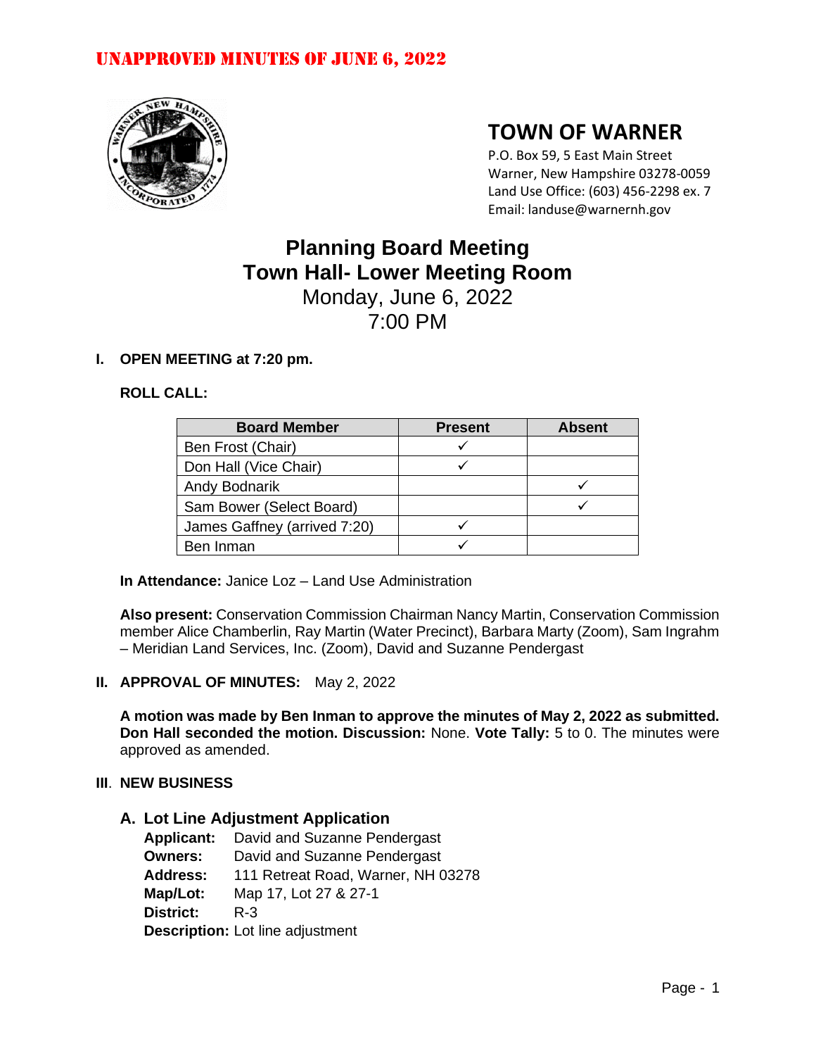# UNAPPROVED MINUTES OF JUNE 6, 2022

## TOWN OF WARNER

P.O. Box 59, 5 East Main Street
Warner, New Hampshire 03278-0059
Land Use Office: (603) 456-2298 ex. 7
Email: landuse@warnernh.gov

# Planning Board Meeting
# Town Hall- Lower Meeting Room
Monday, June 6, 2022
7:00 PM

**I. OPEN MEETING at 7:20 pm.**

**ROLL CALL:**

| Board Member | Present | Absent |
|---|---|---|
| Ben Frost (Chair) | ✓ | |
| Don Hall (Vice Chair) | ✓ | |
| Andy Bodnarik | | ✓ |
| Sam Bower (Select Board) | | ✓ |
| James Gaffney (arrived 7:20) | ✓ | |
| Ben Inman | ✓ | |

**In Attendance:** Janice Loz – Land Use Administration

**Also present:** Conservation Commission Chairman Nancy Martin, Conservation Commission member Alice Chamberlin, Ray Martin (Water Precinct), Barbara Marty (Zoom), Sam Ingrahm – Meridian Land Services, Inc. (Zoom), David and Suzanne Pendergast

**II. APPROVAL OF MINUTES:** May 2, 2022

**A motion was made by Ben Inman to approve the minutes of May 2, 2022 as submitted. Don Hall seconded the motion. Discussion:** None. **Vote Tally:** 5 to 0. The minutes were approved as amended.

**III. NEW BUSINESS**

**A. Lot Line Adjustment Application**

**Applicant:** David and Suzanne Pendergast
**Owners:** David and Suzanne Pendergast
**Address:** 111 Retreat Road, Warner, NH 03278
**Map/Lot:** Map 17, Lot 27 & 27-1
**District:** R-3
**Description:** Lot line adjustment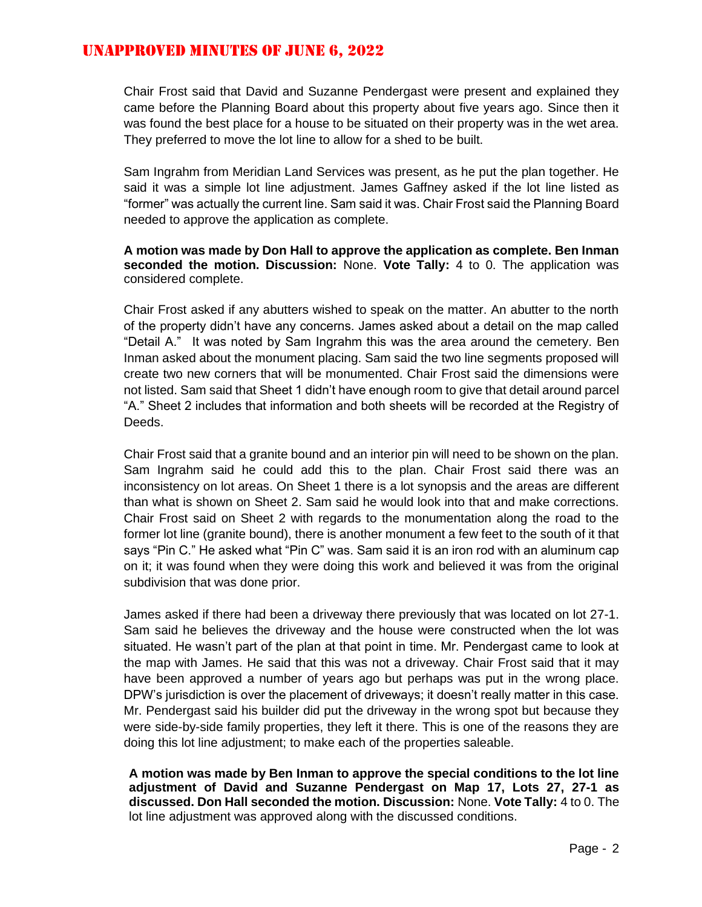Chair Frost said that David and Suzanne Pendergast were present and explained they came before the Planning Board about this property about five years ago. Since then it was found the best place for a house to be situated on their property was in the wet area. They preferred to move the lot line to allow for a shed to be built.

Sam Ingrahm from Meridian Land Services was present, as he put the plan together. He said it was a simple lot line adjustment. James Gaffney asked if the lot line listed as "former" was actually the current line. Sam said it was. Chair Frost said the Planning Board needed to approve the application as complete.

**A motion was made by Don Hall to approve the application as complete. Ben Inman seconded the motion. Discussion:** None. **Vote Tally:** 4 to 0. The application was considered complete.

Chair Frost asked if any abutters wished to speak on the matter. An abutter to the north of the property didn't have any concerns. James asked about a detail on the map called "Detail A." It was noted by Sam Ingrahm this was the area around the cemetery. Ben Inman asked about the monument placing. Sam said the two line segments proposed will create two new corners that will be monumented. Chair Frost said the dimensions were not listed. Sam said that Sheet 1 didn't have enough room to give that detail around parcel "A." Sheet 2 includes that information and both sheets will be recorded at the Registry of Deeds.

Chair Frost said that a granite bound and an interior pin will need to be shown on the plan. Sam Ingrahm said he could add this to the plan. Chair Frost said there was an inconsistency on lot areas. On Sheet 1 there is a lot synopsis and the areas are different than what is shown on Sheet 2. Sam said he would look into that and make corrections. Chair Frost said on Sheet 2 with regards to the monumentation along the road to the former lot line (granite bound), there is another monument a few feet to the south of it that says "Pin C." He asked what "Pin C" was. Sam said it is an iron rod with an aluminum cap on it; it was found when they were doing this work and believed it was from the original subdivision that was done prior.

James asked if there had been a driveway there previously that was located on lot 27-1. Sam said he believes the driveway and the house were constructed when the lot was situated. He wasn't part of the plan at that point in time. Mr. Pendergast came to look at the map with James. He said that this was not a driveway. Chair Frost said that it may have been approved a number of years ago but perhaps was put in the wrong place. DPW's jurisdiction is over the placement of driveways; it doesn't really matter in this case. Mr. Pendergast said his builder did put the driveway in the wrong spot but because they were side-by-side family properties, they left it there. This is one of the reasons they are doing this lot line adjustment; to make each of the properties saleable.

**A motion was made by Ben Inman to approve the special conditions to the lot line adjustment of David and Suzanne Pendergast on Map 17, Lots 27, 27-1 as discussed. Don Hall seconded the motion. Discussion:** None. **Vote Tally:** 4 to 0. The lot line adjustment was approved along with the discussed conditions.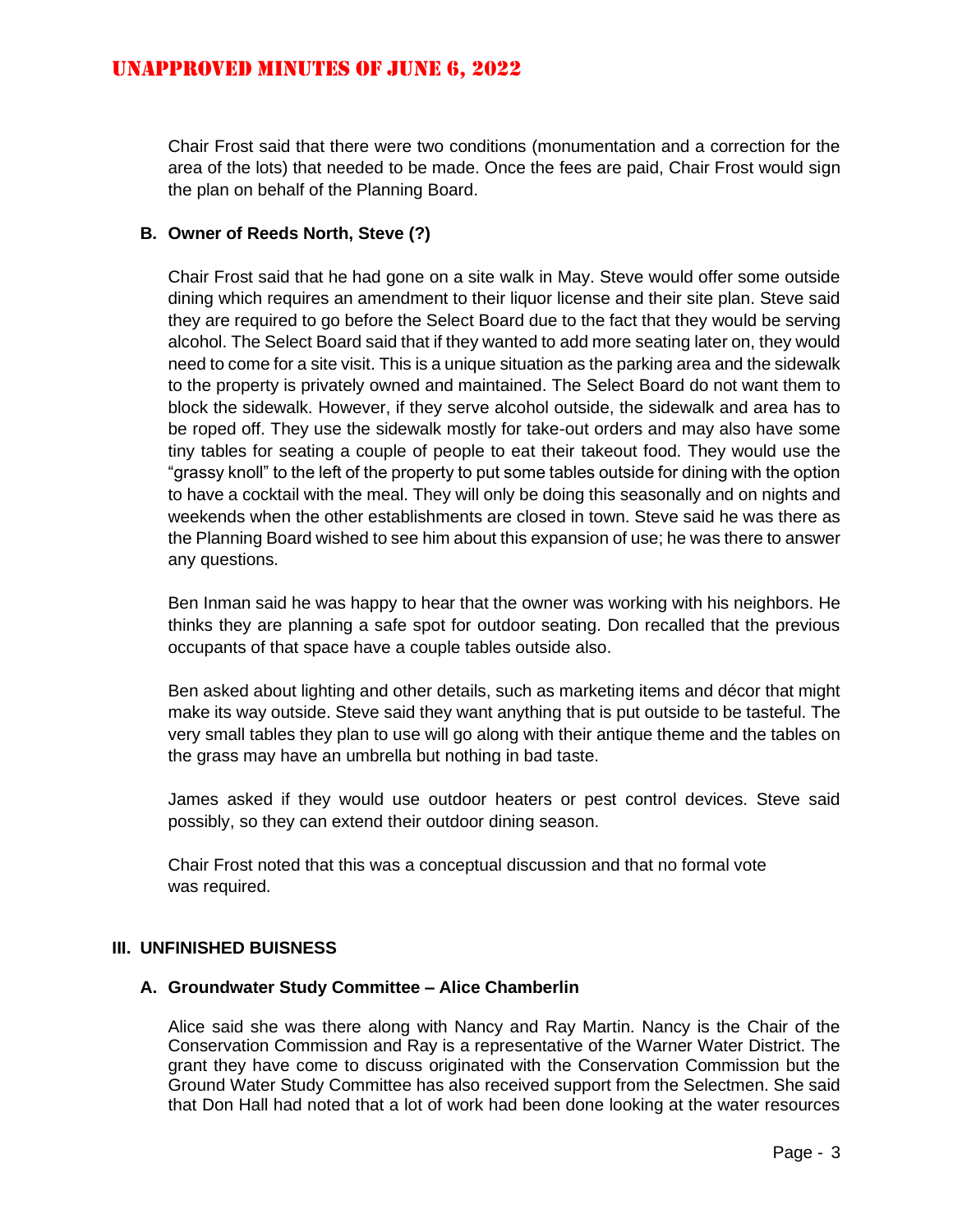Chair Frost said that there were two conditions (monumentation and a correction for the area of the lots) that needed to be made. Once the fees are paid, Chair Frost would sign the plan on behalf of the Planning Board.

**B. Owner of Reeds North, Steve (?)**

Chair Frost said that he had gone on a site walk in May. Steve would offer some outside dining which requires an amendment to their liquor license and their site plan. Steve said they are required to go before the Select Board due to the fact that they would be serving alcohol. The Select Board said that if they wanted to add more seating later on, they would need to come for a site visit. This is a unique situation as the parking area and the sidewalk to the property is privately owned and maintained. The Select Board do not want them to block the sidewalk. However, if they serve alcohol outside, the sidewalk and area has to be roped off. They use the sidewalk mostly for take-out orders and may also have some tiny tables for seating a couple of people to eat their takeout food. They would use the "grassy knoll" to the left of the property to put some tables outside for dining with the option to have a cocktail with the meal. They will only be doing this seasonally and on nights and weekends when the other establishments are closed in town. Steve said he was there as the Planning Board wished to see him about this expansion of use; he was there to answer any questions.

Ben Inman said he was happy to hear that the owner was working with his neighbors. He thinks they are planning a safe spot for outdoor seating. Don recalled that the previous occupants of that space have a couple tables outside also.

Ben asked about lighting and other details, such as marketing items and décor that might make its way outside. Steve said they want anything that is put outside to be tasteful. The very small tables they plan to use will go along with their antique theme and the tables on the grass may have an umbrella but nothing in bad taste.

James asked if they would use outdoor heaters or pest control devices. Steve said possibly, so they can extend their outdoor dining season.

Chair Frost noted that this was a conceptual discussion and that no formal vote was required.

## III. UNFINISHED BUISNESS

**A. Groundwater Study Committee – Alice Chamberlin**

Alice said she was there along with Nancy and Ray Martin. Nancy is the Chair of the Conservation Commission and Ray is a representative of the Warner Water District. The grant they have come to discuss originated with the Conservation Commission but the Ground Water Study Committee has also received support from the Selectmen. She said that Don Hall had noted that a lot of work had been done looking at the water resources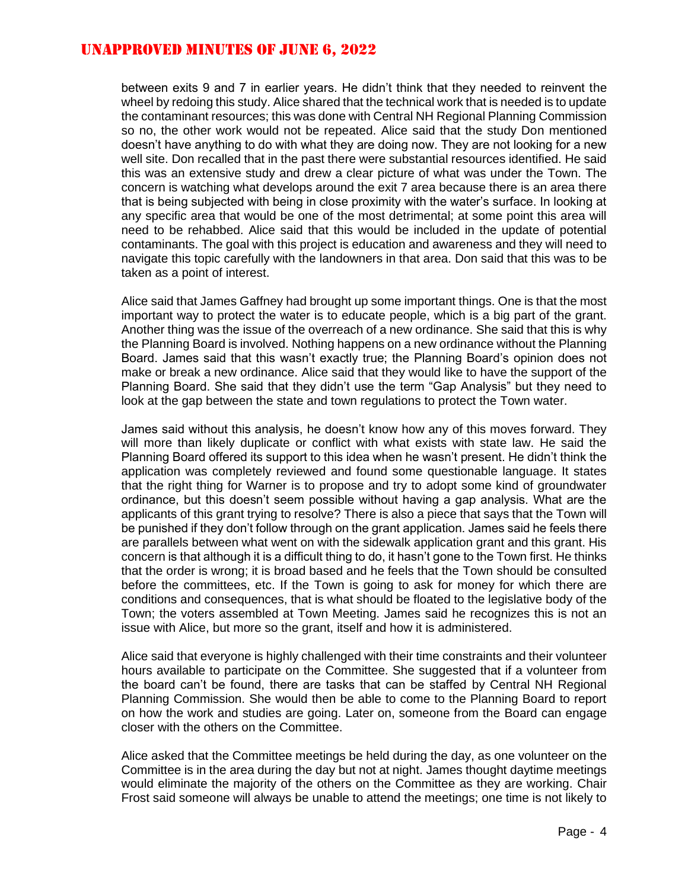between exits 9 and 7 in earlier years. He didn't think that they needed to reinvent the wheel by redoing this study. Alice shared that the technical work that is needed is to update the contaminant resources; this was done with Central NH Regional Planning Commission so no, the other work would not be repeated. Alice said that the study Don mentioned doesn't have anything to do with what they are doing now. They are not looking for a new well site. Don recalled that in the past there were substantial resources identified. He said this was an extensive study and drew a clear picture of what was under the Town. The concern is watching what develops around the exit 7 area because there is an area there that is being subjected with being in close proximity with the water's surface. In looking at any specific area that would be one of the most detrimental; at some point this area will need to be rehabbed. Alice said that this would be included in the update of potential contaminants. The goal with this project is education and awareness and they will need to navigate this topic carefully with the landowners in that area. Don said that this was to be taken as a point of interest.

Alice said that James Gaffney had brought up some important things. One is that the most important way to protect the water is to educate people, which is a big part of the grant. Another thing was the issue of the overreach of a new ordinance. She said that this is why the Planning Board is involved. Nothing happens on a new ordinance without the Planning Board. James said that this wasn't exactly true; the Planning Board's opinion does not make or break a new ordinance. Alice said that they would like to have the support of the Planning Board. She said that they didn't use the term "Gap Analysis" but they need to look at the gap between the state and town regulations to protect the Town water.

James said without this analysis, he doesn't know how any of this moves forward. They will more than likely duplicate or conflict with what exists with state law. He said the Planning Board offered its support to this idea when he wasn't present. He didn't think the application was completely reviewed and found some questionable language. It states that the right thing for Warner is to propose and try to adopt some kind of groundwater ordinance, but this doesn't seem possible without having a gap analysis. What are the applicants of this grant trying to resolve? There is also a piece that says that the Town will be punished if they don't follow through on the grant application. James said he feels there are parallels between what went on with the sidewalk application grant and this grant. His concern is that although it is a difficult thing to do, it hasn't gone to the Town first. He thinks that the order is wrong; it is broad based and he feels that the Town should be consulted before the committees, etc. If the Town is going to ask for money for which there are conditions and consequences, that is what should be floated to the legislative body of the Town; the voters assembled at Town Meeting. James said he recognizes this is not an issue with Alice, but more so the grant, itself and how it is administered.

Alice said that everyone is highly challenged with their time constraints and their volunteer hours available to participate on the Committee. She suggested that if a volunteer from the board can't be found, there are tasks that can be staffed by Central NH Regional Planning Commission. She would then be able to come to the Planning Board to report on how the work and studies are going. Later on, someone from the Board can engage closer with the others on the Committee.

Alice asked that the Committee meetings be held during the day, as one volunteer on the Committee is in the area during the day but not at night. James thought daytime meetings would eliminate the majority of the others on the Committee as they are working. Chair Frost said someone will always be unable to attend the meetings; one time is not likely to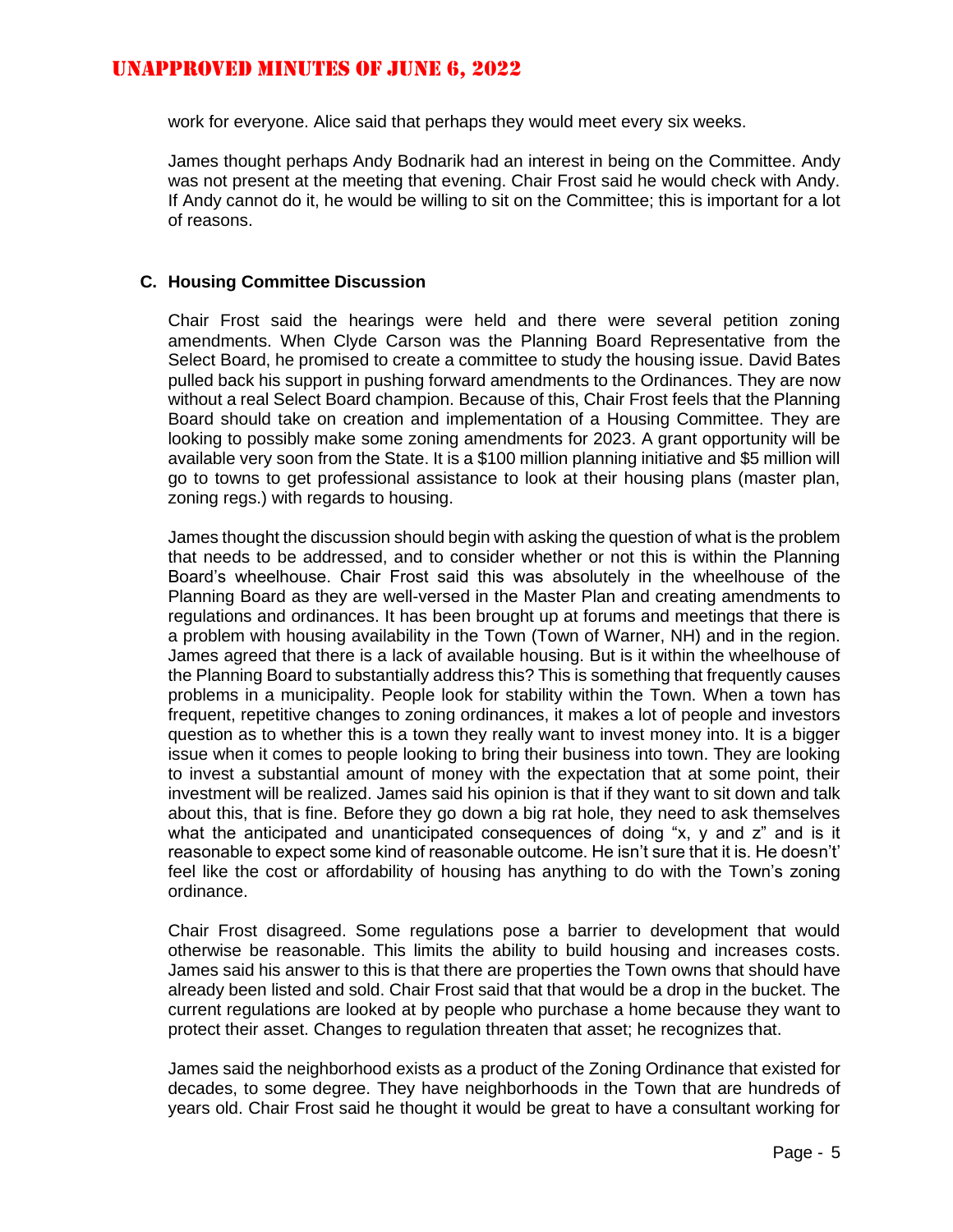work for everyone. Alice said that perhaps they would meet every six weeks.

James thought perhaps Andy Bodnarik had an interest in being on the Committee. Andy was not present at the meeting that evening. Chair Frost said he would check with Andy. If Andy cannot do it, he would be willing to sit on the Committee; this is important for a lot of reasons.

### C. Housing Committee Discussion

Chair Frost said the hearings were held and there were several petition zoning amendments. When Clyde Carson was the Planning Board Representative from the Select Board, he promised to create a committee to study the housing issue. David Bates pulled back his support in pushing forward amendments to the Ordinances. They are now without a real Select Board champion. Because of this, Chair Frost feels that the Planning Board should take on creation and implementation of a Housing Committee. They are looking to possibly make some zoning amendments for 2023. A grant opportunity will be available very soon from the State. It is a $100 million planning initiative and $5 million will go to towns to get professional assistance to look at their housing plans (master plan, zoning regs.) with regards to housing.

James thought the discussion should begin with asking the question of what is the problem that needs to be addressed, and to consider whether or not this is within the Planning Board's wheelhouse. Chair Frost said this was absolutely in the wheelhouse of the Planning Board as they are well-versed in the Master Plan and creating amendments to regulations and ordinances. It has been brought up at forums and meetings that there is a problem with housing availability in the Town (Town of Warner, NH) and in the region. James agreed that there is a lack of available housing. But is it within the wheelhouse of the Planning Board to substantially address this? This is something that frequently causes problems in a municipality. People look for stability within the Town. When a town has frequent, repetitive changes to zoning ordinances, it makes a lot of people and investors question as to whether this is a town they really want to invest money into. It is a bigger issue when it comes to people looking to bring their business into town. They are looking to invest a substantial amount of money with the expectation that at some point, their investment will be realized. James said his opinion is that if they want to sit down and talk about this, that is fine. Before they go down a big rat hole, they need to ask themselves what the anticipated and unanticipated consequences of doing "x, y and z" and is it reasonable to expect some kind of reasonable outcome. He isn't sure that it is. He doesn't' feel like the cost or affordability of housing has anything to do with the Town's zoning ordinance.

Chair Frost disagreed. Some regulations pose a barrier to development that would otherwise be reasonable. This limits the ability to build housing and increases costs. James said his answer to this is that there are properties the Town owns that should have already been listed and sold. Chair Frost said that that would be a drop in the bucket. The current regulations are looked at by people who purchase a home because they want to protect their asset. Changes to regulation threaten that asset; he recognizes that.

James said the neighborhood exists as a product of the Zoning Ordinance that existed for decades, to some degree. They have neighborhoods in the Town that are hundreds of years old. Chair Frost said he thought it would be great to have a consultant working for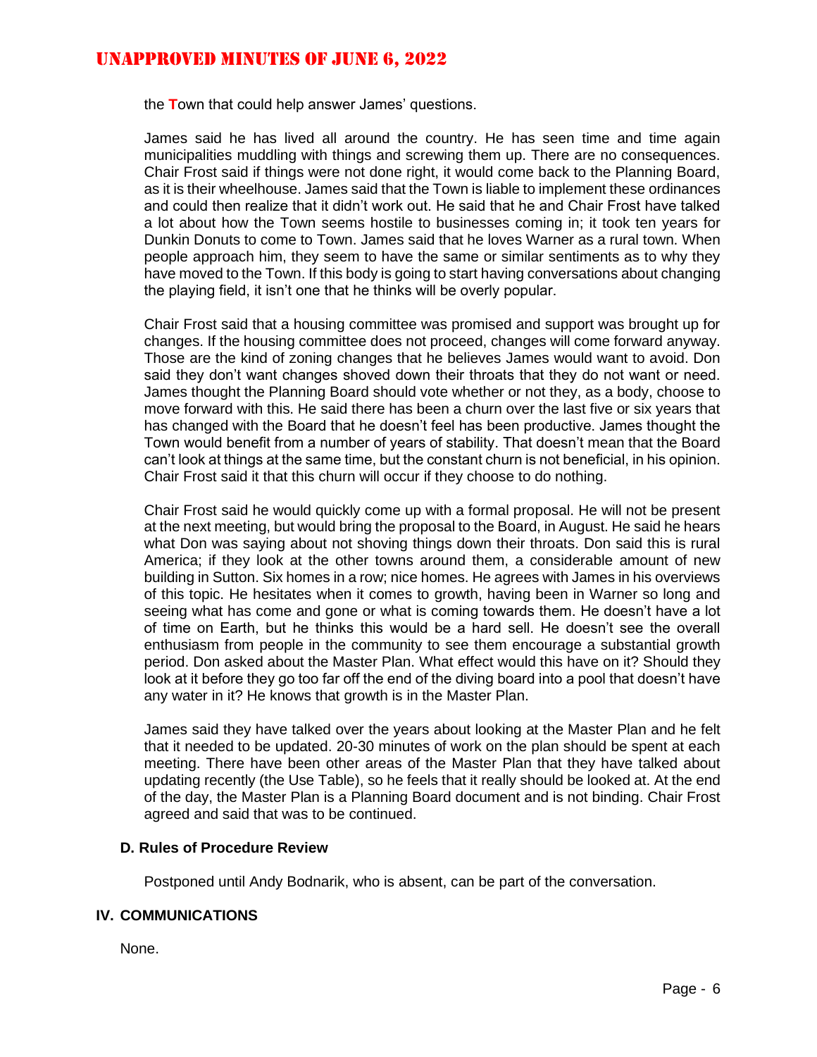the Town that could help answer James' questions.

James said he has lived all around the country. He has seen time and time again municipalities muddling with things and screwing them up. There are no consequences. Chair Frost said if things were not done right, it would come back to the Planning Board, as it is their wheelhouse. James said that the Town is liable to implement these ordinances and could then realize that it didn't work out. He said that he and Chair Frost have talked a lot about how the Town seems hostile to businesses coming in; it took ten years for Dunkin Donuts to come to Town. James said that he loves Warner as a rural town. When people approach him, they seem to have the same or similar sentiments as to why they have moved to the Town. If this body is going to start having conversations about changing the playing field, it isn't one that he thinks will be overly popular.

Chair Frost said that a housing committee was promised and support was brought up for changes. If the housing committee does not proceed, changes will come forward anyway. Those are the kind of zoning changes that he believes James would want to avoid. Don said they don't want changes shoved down their throats that they do not want or need. James thought the Planning Board should vote whether or not they, as a body, choose to move forward with this. He said there has been a churn over the last five or six years that has changed with the Board that he doesn't feel has been productive. James thought the Town would benefit from a number of years of stability. That doesn't mean that the Board can't look at things at the same time, but the constant churn is not beneficial, in his opinion. Chair Frost said it that this churn will occur if they choose to do nothing.

Chair Frost said he would quickly come up with a formal proposal. He will not be present at the next meeting, but would bring the proposal to the Board, in August. He said he hears what Don was saying about not shoving things down their throats. Don said this is rural America; if they look at the other towns around them, a considerable amount of new building in Sutton. Six homes in a row; nice homes. He agrees with James in his overviews of this topic. He hesitates when it comes to growth, having been in Warner so long and seeing what has come and gone or what is coming towards them. He doesn't have a lot of time on Earth, but he thinks this would be a hard sell. He doesn't see the overall enthusiasm from people in the community to see them encourage a substantial growth period. Don asked about the Master Plan. What effect would this have on it? Should they look at it before they go too far off the end of the diving board into a pool that doesn't have any water in it? He knows that growth is in the Master Plan.

James said they have talked over the years about looking at the Master Plan and he felt that it needed to be updated. 20-30 minutes of work on the plan should be spent at each meeting. There have been other areas of the Master Plan that they have talked about updating recently (the Use Table), so he feels that it really should be looked at. At the end of the day, the Master Plan is a Planning Board document and is not binding. Chair Frost agreed and said that was to be continued.

### D. Rules of Procedure Review

Postponed until Andy Bodnarik, who is absent, can be part of the conversation.

## IV. COMMUNICATIONS

None.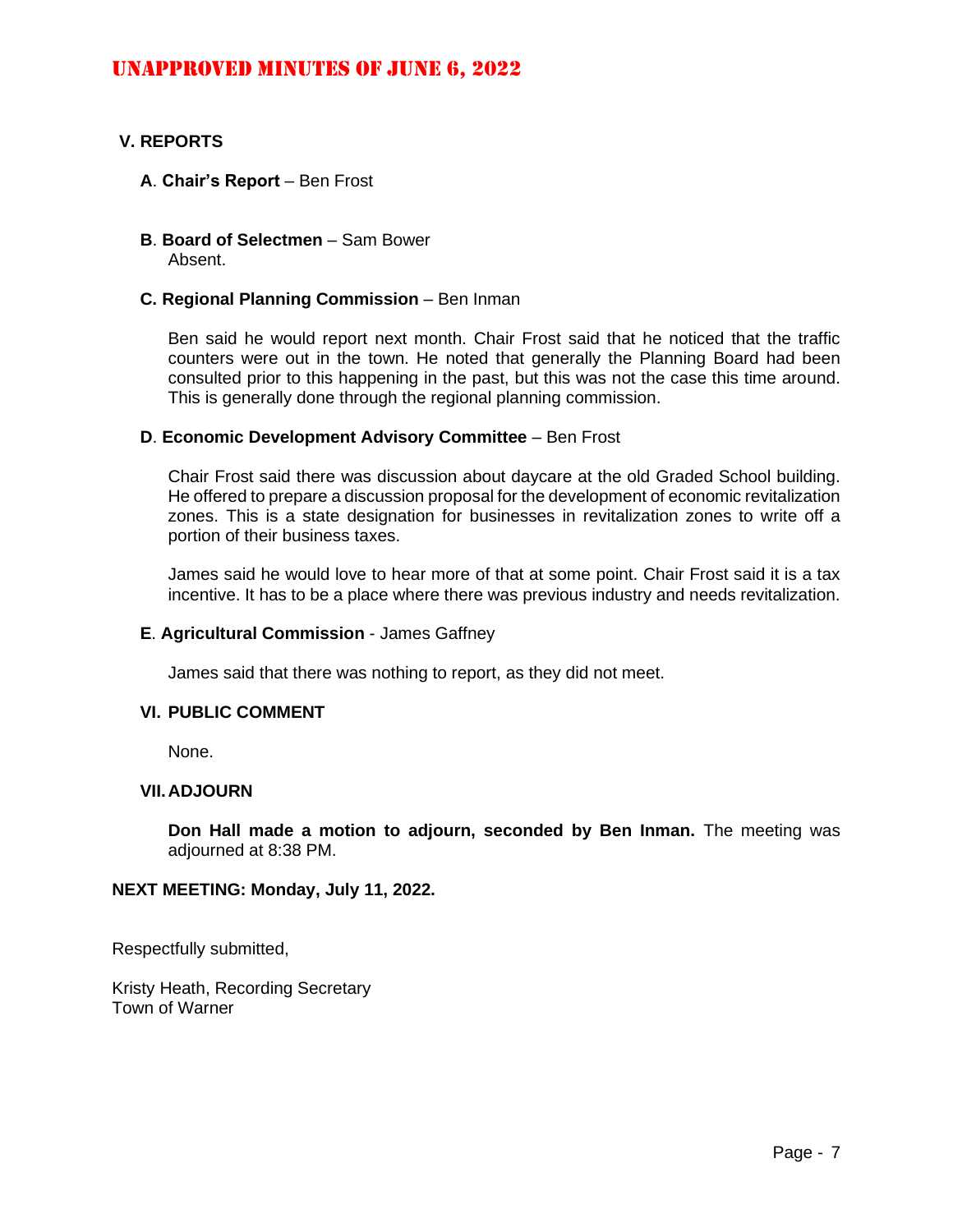## V. REPORTS

**A**. **Chair's Report** – Ben Frost

**B**. **Board of Selectmen** – Sam Bower
Absent.

**C. Regional Planning Commission** – Ben Inman

Ben said he would report next month. Chair Frost said that he noticed that the traffic counters were out in the town. He noted that generally the Planning Board had been consulted prior to this happening in the past, but this was not the case this time around. This is generally done through the regional planning commission.

**D**. **Economic Development Advisory Committee** – Ben Frost

Chair Frost said there was discussion about daycare at the old Graded School building. He offered to prepare a discussion proposal for the development of economic revitalization zones. This is a state designation for businesses in revitalization zones to write off a portion of their business taxes.

James said he would love to hear more of that at some point. Chair Frost said it is a tax incentive. It has to be a place where there was previous industry and needs revitalization.

**E**. **Agricultural Commission** - James Gaffney

James said that there was nothing to report, as they did not meet.

## VI. PUBLIC COMMENT

None.

## VII. ADJOURN

**Don Hall made a motion to adjourn, seconded by Ben Inman.** The meeting was adjourned at 8:38 PM.

**NEXT MEETING: Monday, July 11, 2022.**

Respectfully submitted,

Kristy Heath, Recording Secretary
Town of Warner